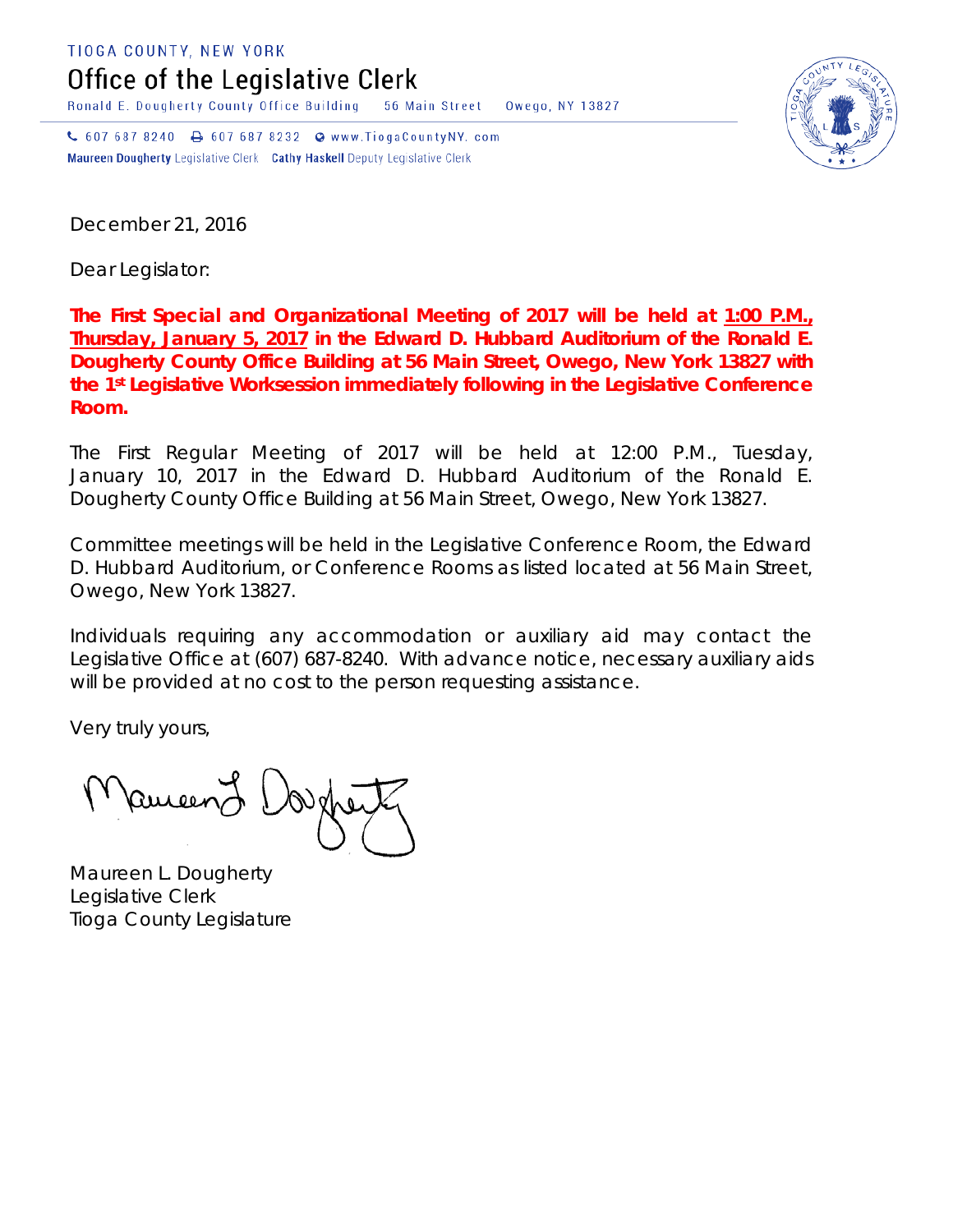TIOGA COUNTY, NEW YORK

# Office of the Legislative Clerk

Ronald E. Dougherty County Office Building 56 Main Street Owego, NY 13827

607 687 8240 607 687 8232 www.TiogaCountyNY.com

**Maureen Dougherty** Legislative Clerk **Cathy Haskell** Deputy Legislative Clerk

December 21, 2016

Dear Legislator:

**The First Special and Organizational Meeting of 2017 will be held at 1:00 P.M., Thursday, January 5, 2017 in the Edward D. Hubbard Auditorium of the Ronald E. Dougherty County Office Building at 56 Main Street, Owego, New York 13827 with the 1st Legislative Worksession immediately following in the Legislative Conference Room.**

The First Regular Meeting of 2017 will be held at 12:00 P.M., Tuesday, January 10, 2017 in the Edward D. Hubbard Auditorium of the Ronald E. Dougherty County Office Building at 56 Main Street, Owego, New York 13827.

Committee meetings will be held in the Legislative Conference Room, the Edward D. Hubbard Auditorium, or Conference Rooms as listed located at 56 Main Street, Owego, New York 13827.

Individuals requiring any accommodation or auxiliary aid may contact the Legislative Office at (607) 687-8240. With advance notice, necessary auxiliary aids will be provided at no cost to the person requesting assistance.

Very truly yours,

Maureen L. Dougherty
Legislative Clerk
Tioga County Legislature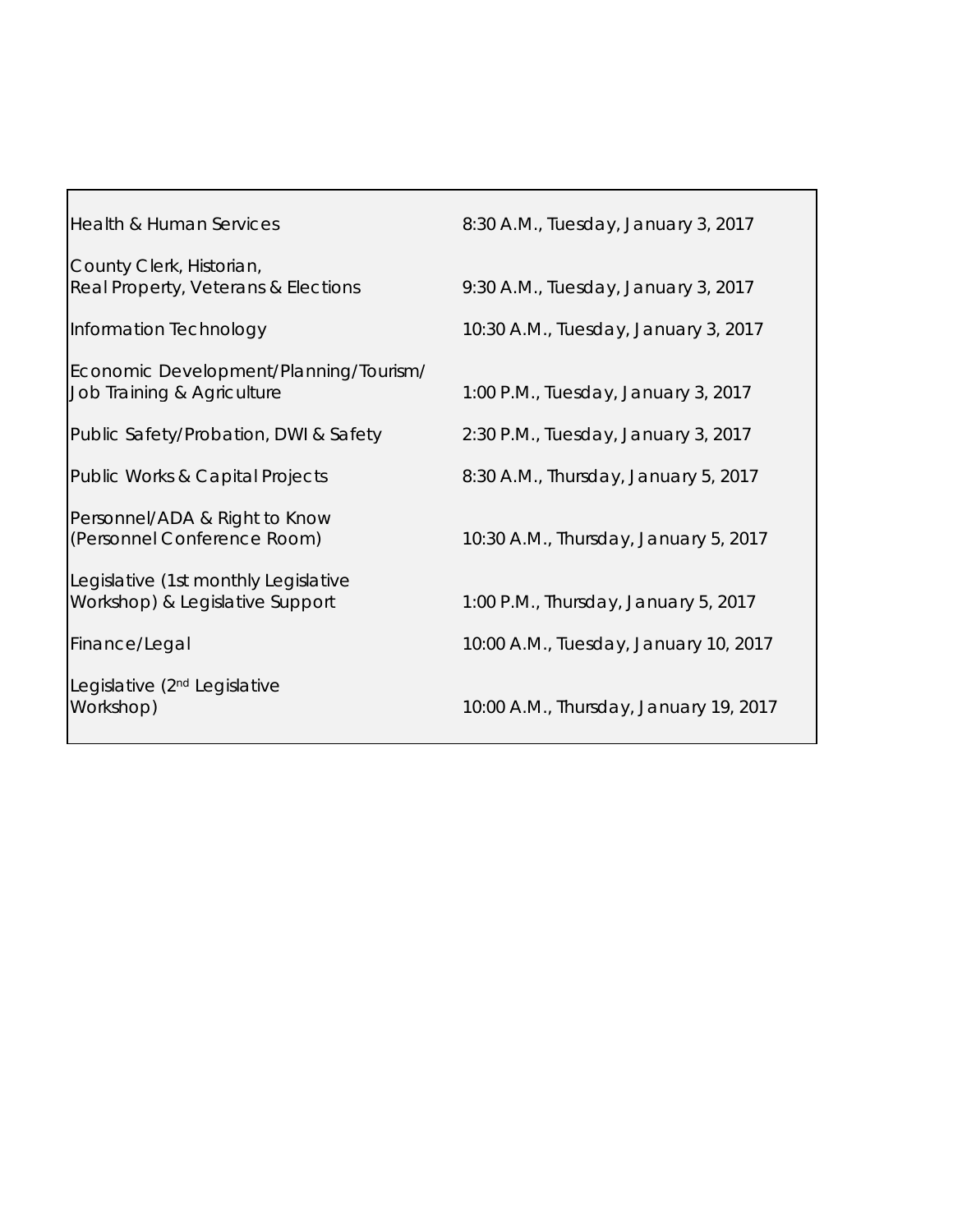| | |
|---|---|
| Health & Human Services | 8:30 A.M., Tuesday, January 3, 2017 |
| County Clerk, Historian, Real Property, Veterans & Elections | 9:30 A.M., Tuesday, January 3, 2017 |
| Information Technology | 10:30 A.M., Tuesday, January 3, 2017 |
| Economic Development/Planning/Tourism/ Job Training & Agriculture | 1:00 P.M., Tuesday, January 3, 2017 |
| Public Safety/Probation, DWI & Safety | 2:30 P.M., Tuesday, January 3, 2017 |
| Public Works & Capital Projects | 8:30 A.M., Thursday, January 5, 2017 |
| Personnel/ADA & Right to Know (Personnel Conference Room) | 10:30 A.M., Thursday, January 5, 2017 |
| Legislative (1st monthly Legislative Workshop) & Legislative Support | 1:00 P.M., Thursday, January 5, 2017 |
| Finance/Legal | 10:00 A.M., Tuesday, January 10, 2017 |
| Legislative (2nd Legislative Workshop) | 10:00 A.M., Thursday, January 19, 2017 |